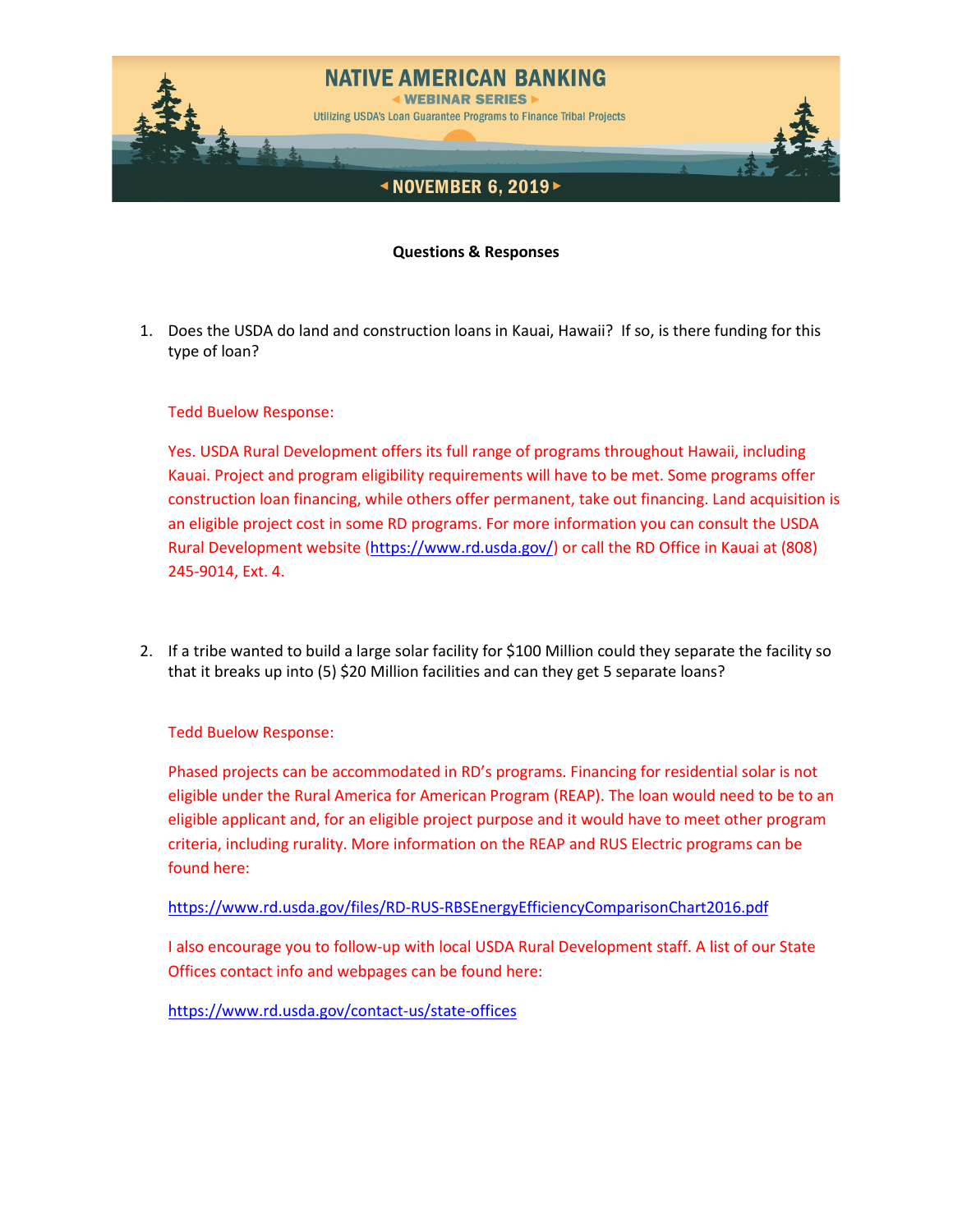# NATIVE AMERICAN BANKING

**WEBINAR SERIES**

Utilizing USDA's Loan Guarantee Programs to Finance Tribal Projects

**NOVEMBER 6, 2019**

**Questions & Responses**

1. Does the USDA do land and construction loans in Kauai, Hawaii? If so, is there funding for this type of loan?

   Tedd Buelow Response:

   Yes. USDA Rural Development offers its full range of programs throughout Hawaii, including Kauai. Project and program eligibility requirements will have to be met. Some programs offer construction loan financing, while others offer permanent, take out financing. Land acquisition is an eligible project cost in some RD programs. For more information you can consult the USDA Rural Development website (https://www.rd.usda.gov/) or call the RD Office in Kauai at (808) 245-9014, Ext. 4.

2. If a tribe wanted to build a large solar facility for $100 Million could they separate the facility so that it breaks up into (5) $20 Million facilities and can they get 5 separate loans?

   Tedd Buelow Response:

   Phased projects can be accommodated in RD's programs. Financing for residential solar is not eligible under the Rural America for American Program (REAP). The loan would need to be to an eligible applicant and, for an eligible project purpose and it would have to meet other program criteria, including rurality. More information on the REAP and RUS Electric programs can be found here:

   https://www.rd.usda.gov/files/RD-RUS-RBSEnergyEfficiencyComparisonChart2016.pdf

   I also encourage you to follow-up with local USDA Rural Development staff. A list of our State Offices contact info and webpages can be found here:

   https://www.rd.usda.gov/contact-us/state-offices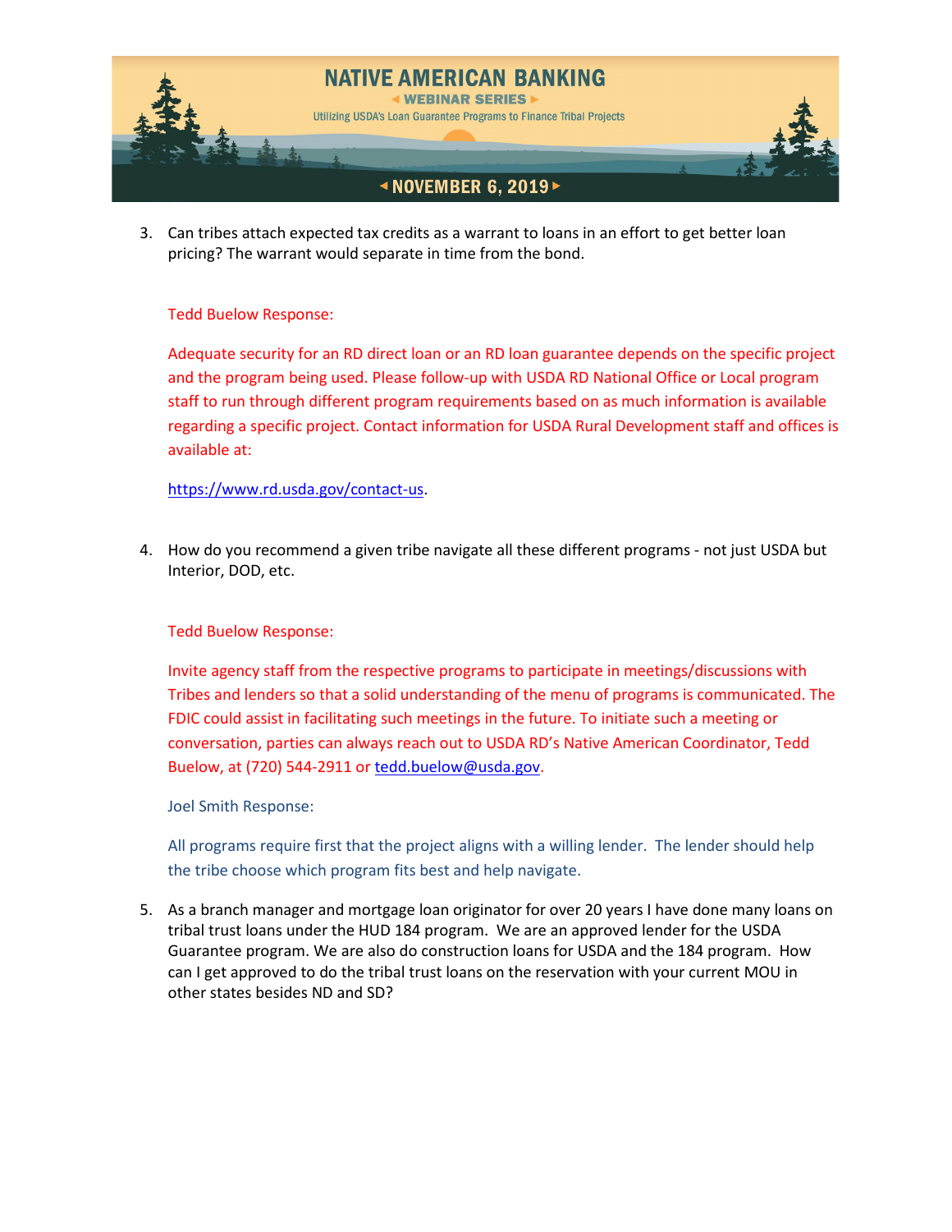3. Can tribes attach expected tax credits as a warrant to loans in an effort to get better loan pricing? The warrant would separate in time from the bond.

   Tedd Buelow Response:

   Adequate security for an RD direct loan or an RD loan guarantee depends on the specific project and the program being used. Please follow-up with USDA RD National Office or Local program staff to run through different program requirements based on as much information is available regarding a specific project. Contact information for USDA Rural Development staff and offices is available at:

   https://www.rd.usda.gov/contact-us.

4. How do you recommend a given tribe navigate all these different programs - not just USDA but Interior, DOD, etc.

   Tedd Buelow Response:

   Invite agency staff from the respective programs to participate in meetings/discussions with Tribes and lenders so that a solid understanding of the menu of programs is communicated. The FDIC could assist in facilitating such meetings in the future. To initiate such a meeting or conversation, parties can always reach out to USDA RD's Native American Coordinator, Tedd Buelow, at (720) 544-2911 or tedd.buelow@usda.gov.

   Joel Smith Response:

   All programs require first that the project aligns with a willing lender. The lender should help the tribe choose which program fits best and help navigate.

5. As a branch manager and mortgage loan originator for over 20 years I have done many loans on tribal trust loans under the HUD 184 program. We are an approved lender for the USDA Guarantee program. We are also do construction loans for USDA and the 184 program. How can I get approved to do the tribal trust loans on the reservation with your current MOU in other states besides ND and SD?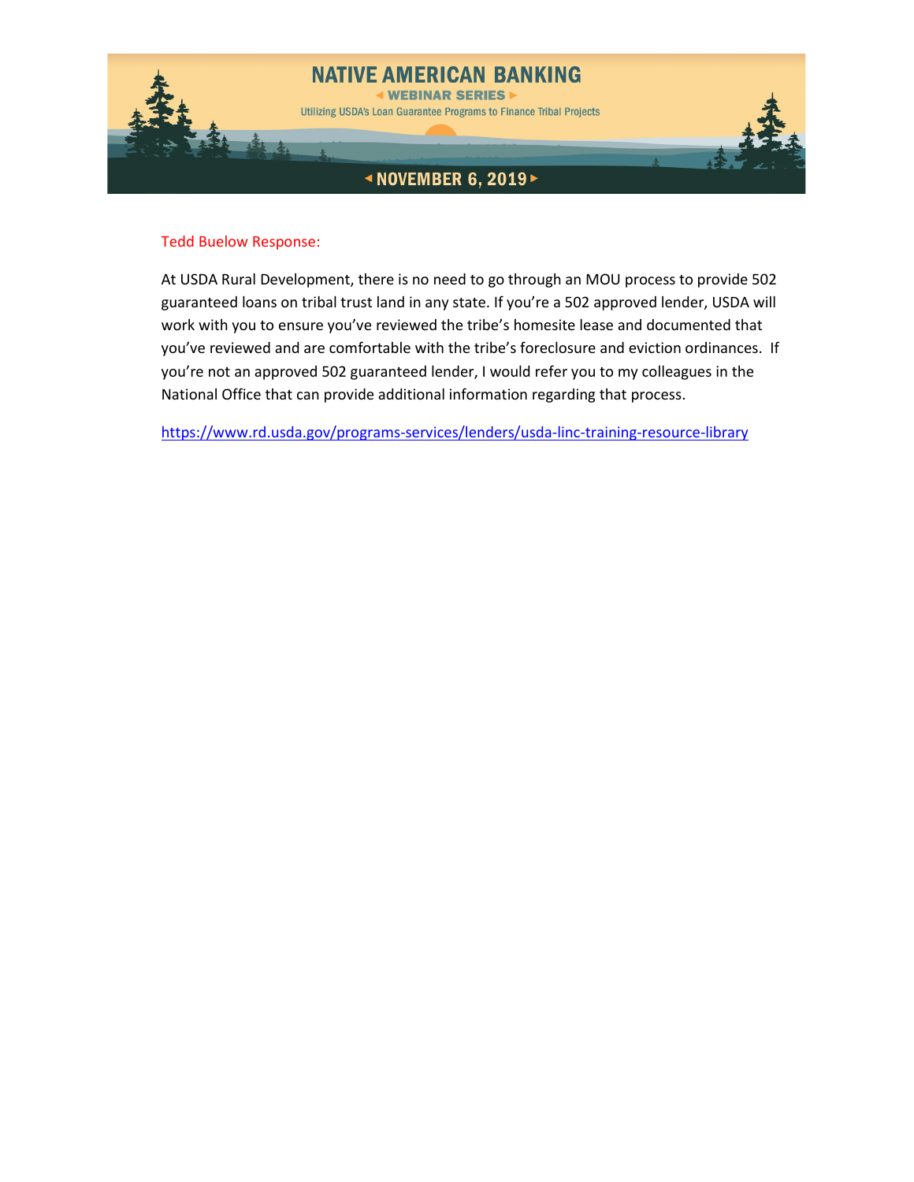Tedd Buelow Response:

At USDA Rural Development, there is no need to go through an MOU process to provide 502 guaranteed loans on tribal trust land in any state. If you're a 502 approved lender, USDA will work with you to ensure you've reviewed the tribe's homesite lease and documented that you've reviewed and are comfortable with the tribe's foreclosure and eviction ordinances. If you're not an approved 502 guaranteed lender, I would refer you to my colleagues in the National Office that can provide additional information regarding that process.

https://www.rd.usda.gov/programs-services/lenders/usda-linc-training-resource-library